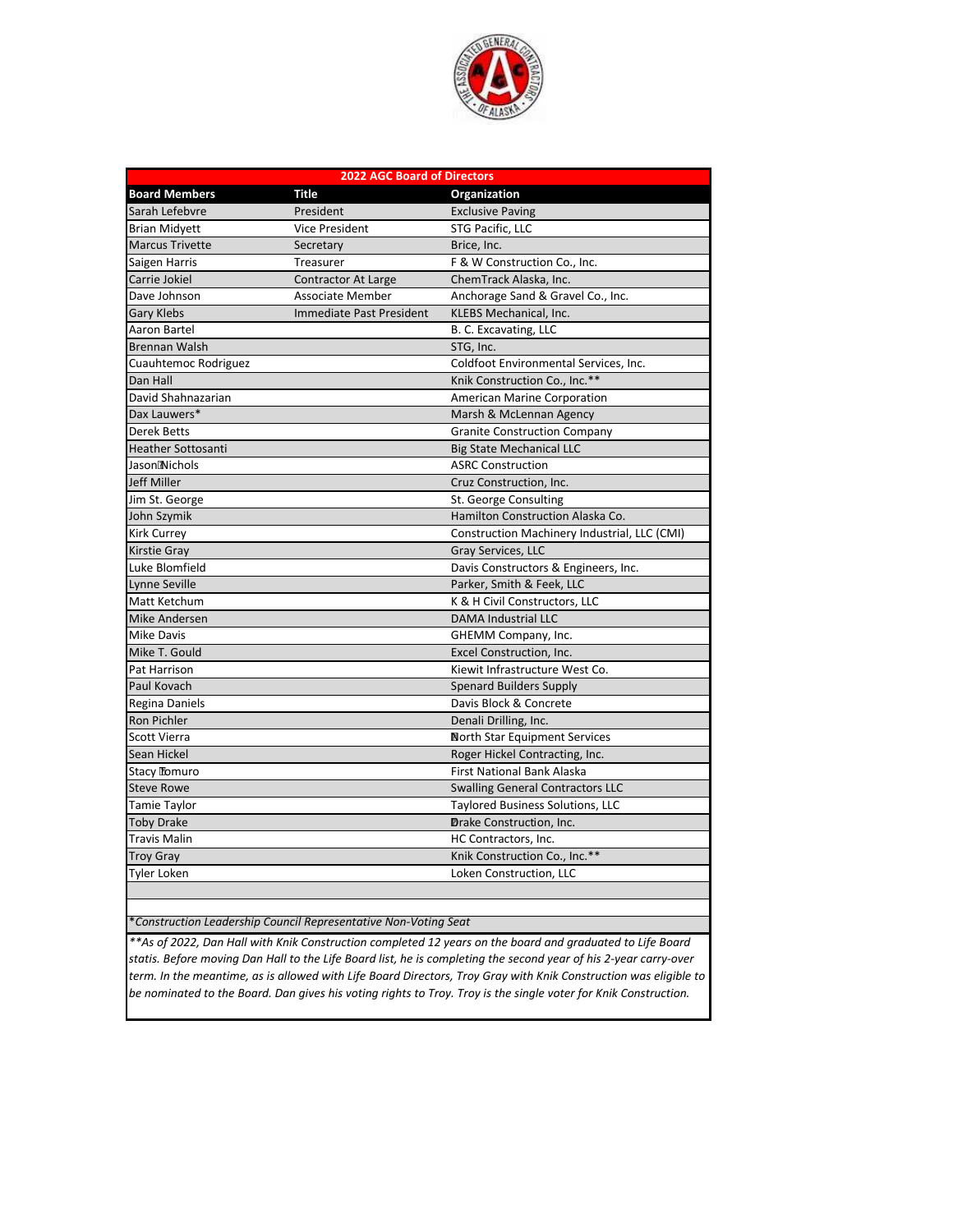# 2022 AGC Board of Directors

| Board Members | Title | Organization |
|---|---|---|
| Sarah Lefebvre | President | Exclusive Paving |
| Brian Midyett | Vice President | STG Pacific, LLC |
| Marcus Trivette | Secretary | Brice, Inc. |
| Saigen Harris | Treasurer | F & W Construction Co., Inc. |
| Carrie Jokiel | Contractor At Large | ChemTrack Alaska, Inc. |
| Dave Johnson | Associate Member | Anchorage Sand & Gravel Co., Inc. |
| Gary Klebs | Immediate Past President | KLEBS Mechanical, Inc. |
| Aaron Bartel | | B. C. Excavating, LLC |
| Brennan Walsh | | STG, Inc. |
| Cuauhtemoc Rodriguez | | Coldfoot Environmental Services, Inc. |
| Dan Hall | | Knik Construction Co., Inc.** |
| David Shahnazarian | | American Marine Corporation |
| Dax Lauwers* | | Marsh & McLennan Agency |
| Derek Betts | | Granite Construction Company |
| Heather Sottosanti | | Big State Mechanical LLC |
| Jason Nichols | | ASRC Construction |
| Jeff Miller | | Cruz Construction, Inc. |
| Jim St. George | | St. George Consulting |
| John Szymik | | Hamilton Construction Alaska Co. |
| Kirk Currey | | Construction Machinery Industrial, LLC (CMI) |
| Kirstie Gray | | Gray Services, LLC |
| Luke Blomfield | | Davis Constructors & Engineers, Inc. |
| Lynne Seville | | Parker, Smith & Feek, LLC |
| Matt Ketchum | | K & H Civil Constructors, LLC |
| Mike Andersen | | DAMA Industrial LLC |
| Mike Davis | | GHEMM Company, Inc. |
| Mike T. Gould | | Excel Construction, Inc. |
| Pat Harrison | | Kiewit Infrastructure West Co. |
| Paul Kovach | | Spenard Builders Supply |
| Regina Daniels | | Davis Block & Concrete |
| Ron Pichler | | Denali Drilling, Inc. |
| Scott Vierra | | North Star Equipment Services |
| Sean Hickel | | Roger Hickel Contracting, Inc. |
| Stacy Tomuro | | First National Bank Alaska |
| Steve Rowe | | Swalling General Contractors LLC |
| Tamie Taylor | | Taylored Business Solutions, LLC |
| Toby Drake | | Drake Construction, Inc. |
| Travis Malin | | HC Contractors, Inc. |
| Troy Gray | | Knik Construction Co., Inc.** |
| Tyler Loken | | Loken Construction, LLC |

*\*Construction Leadership Council Representative Non-Voting Seat*

*\*\*As of 2022, Dan Hall with Knik Construction completed 12 years on the board and graduated to Life Board statis. Before moving Dan Hall to the Life Board list, he is completing the second year of his 2-year carry-over term. In the meantime, as is allowed with Life Board Directors, Troy Gray with Knik Construction was eligible to be nominated to the Board. Dan gives his voting rights to Troy. Troy is the single voter for Knik Construction.*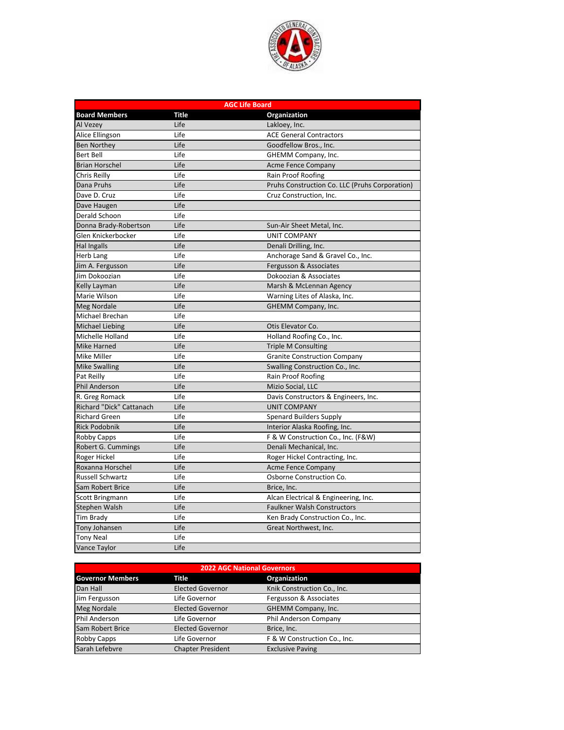| AGC Life Board | | |
|---|---|---|
| **Board Members** | **Title** | **Organization** |
| Al Vezey | Life | Lakloey, Inc. |
| Alice Ellingson | Life | ACE General Contractors |
| Ben Northey | Life | Goodfellow Bros., Inc. |
| Bert Bell | Life | GHEMM Company, Inc. |
| Brian Horschel | Life | Acme Fence Company |
| Chris Reilly | Life | Rain Proof Roofing |
| Dana Pruhs | Life | Pruhs Construction Co. LLC (Pruhs Corporation) |
| Dave D. Cruz | Life | Cruz Construction, Inc. |
| Dave Haugen | Life | |
| Derald Schoon | Life | |
| Donna Brady-Robertson | Life | Sun-Air Sheet Metal, Inc. |
| Glen Knickerbocker | Life | UNIT COMPANY |
| Hal Ingalls | Life | Denali Drilling, Inc. |
| Herb Lang | Life | Anchorage Sand & Gravel Co., Inc. |
| Jim A. Fergusson | Life | Fergusson & Associates |
| Jim Dokoozian | Life | Dokoozian & Associates |
| Kelly Layman | Life | Marsh & McLennan Agency |
| Marie Wilson | Life | Warning Lites of Alaska, Inc. |
| Meg Nordale | Life | GHEMM Company, Inc. |
| Michael Brechan | Life | |
| Michael Liebing | Life | Otis Elevator Co. |
| Michelle Holland | Life | Holland Roofing Co., Inc. |
| Mike Harned | Life | Triple M Consulting |
| Mike Miller | Life | Granite Construction Company |
| Mike Swalling | Life | Swalling Construction Co., Inc. |
| Pat Reilly | Life | Rain Proof Roofing |
| Phil Anderson | Life | Mizio Social, LLC |
| R. Greg Romack | Life | Davis Constructors & Engineers, Inc. |
| Richard "Dick" Cattanach | Life | UNIT COMPANY |
| Richard Green | Life | Spenard Builders Supply |
| Rick Podobnik | Life | Interior Alaska Roofing, Inc. |
| Robby Capps | Life | F & W Construction Co., Inc. (F&W) |
| Robert G. Cummings | Life | Denali Mechanical, Inc. |
| Roger Hickel | Life | Roger Hickel Contracting, Inc. |
| Roxanna Horschel | Life | Acme Fence Company |
| Russell Schwartz | Life | Osborne Construction Co. |
| Sam Robert Brice | Life | Brice, Inc. |
| Scott Bringmann | Life | Alcan Electrical & Engineering, Inc. |
| Stephen Walsh | Life | Faulkner Walsh Constructors |
| Tim Brady | Life | Ken Brady Construction Co., Inc. |
| Tony Johansen | Life | Great Northwest, Inc. |
| Tony Neal | Life | |
| Vance Taylor | Life | |

| 2022 AGC National Governors | | |
|---|---|---|
| **Governor Members** | **Title** | **Organization** |
| Dan Hall | Elected Governor | Knik Construction Co., Inc. |
| Jim Fergusson | Life Governor | Fergusson & Associates |
| Meg Nordale | Elected Governor | GHEMM Company, Inc. |
| Phil Anderson | Life Governor | Phil Anderson Company |
| Sam Robert Brice | Elected Governor | Brice, Inc. |
| Robby Capps | Life Governor | F & W Construction Co., Inc. |
| Sarah Lefebvre | Chapter President | Exclusive Paving |